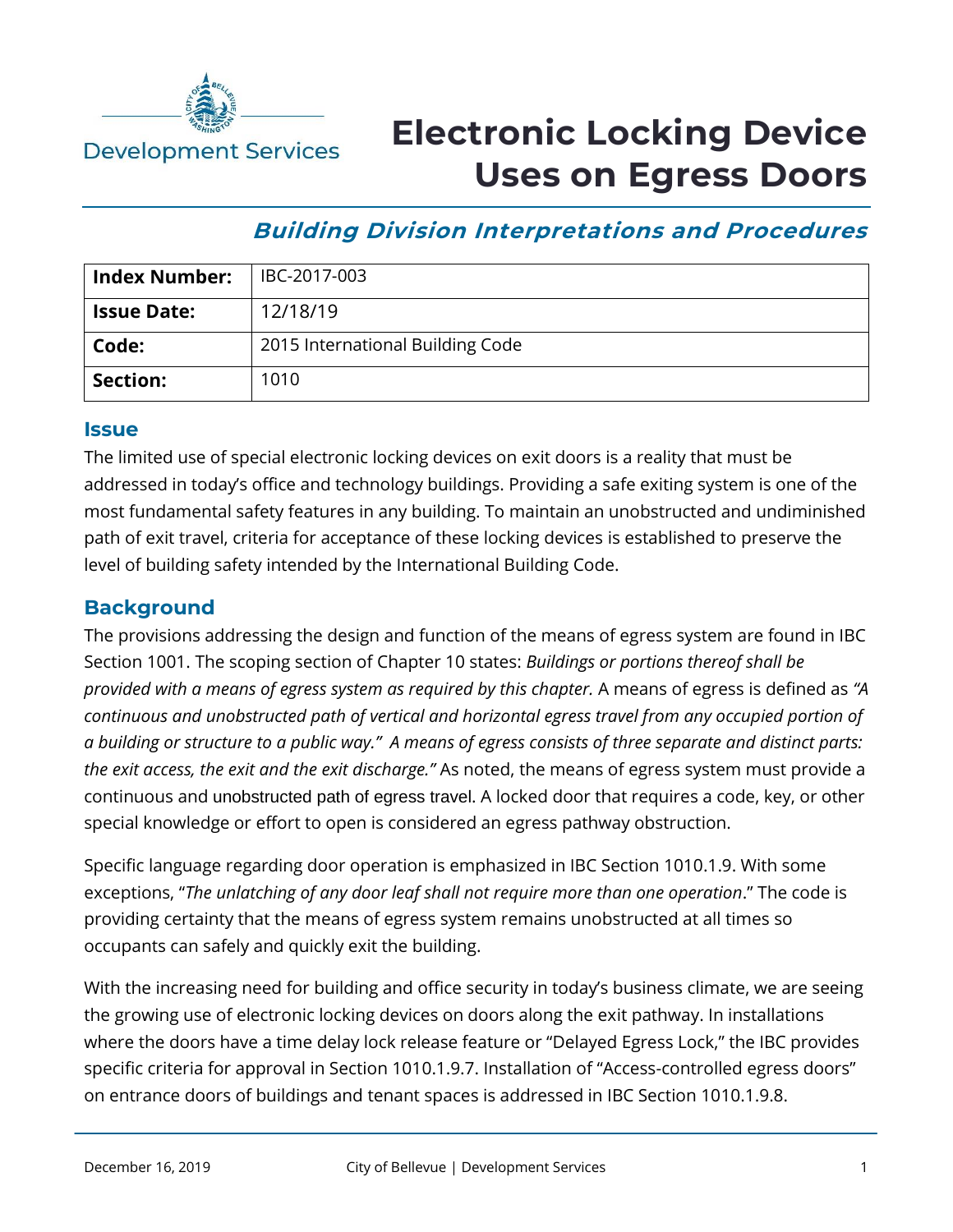Development Services

# Electronic Locking Device Uses on Egress Doors

## *Building Division Interpretations and Procedures*

| **Index Number:** | IBC-2017-003 |
|---|---|
| **Issue Date:** | 12/18/19 |
| **Code:** | 2015 International Building Code |
| **Section:** | 1010 |

## Issue

The limited use of special electronic locking devices on exit doors is a reality that must be addressed in today's office and technology buildings. Providing a safe exiting system is one of the most fundamental safety features in any building. To maintain an unobstructed and undiminished path of exit travel, criteria for acceptance of these locking devices is established to preserve the level of building safety intended by the International Building Code.

## Background

The provisions addressing the design and function of the means of egress system are found in IBC Section 1001. The scoping section of Chapter 10 states: *Buildings or portions thereof shall be provided with a means of egress system as required by this chapter.* A means of egress is defined as *"A continuous and unobstructed path of vertical and horizontal egress travel from any occupied portion of a building or structure to a public way." A means of egress consists of three separate and distinct parts: the exit access, the exit and the exit discharge."* As noted, the means of egress system must provide a continuous and unobstructed path of egress travel. A locked door that requires a code, key, or other special knowledge or effort to open is considered an egress pathway obstruction.

Specific language regarding door operation is emphasized in IBC Section 1010.1.9. With some exceptions, "*The unlatching of any door leaf shall not require more than one operation*." The code is providing certainty that the means of egress system remains unobstructed at all times so occupants can safely and quickly exit the building.

With the increasing need for building and office security in today's business climate, we are seeing the growing use of electronic locking devices on doors along the exit pathway. In installations where the doors have a time delay lock release feature or "Delayed Egress Lock," the IBC provides specific criteria for approval in Section 1010.1.9.7. Installation of "Access-controlled egress doors" on entrance doors of buildings and tenant spaces is addressed in IBC Section 1010.1.9.8.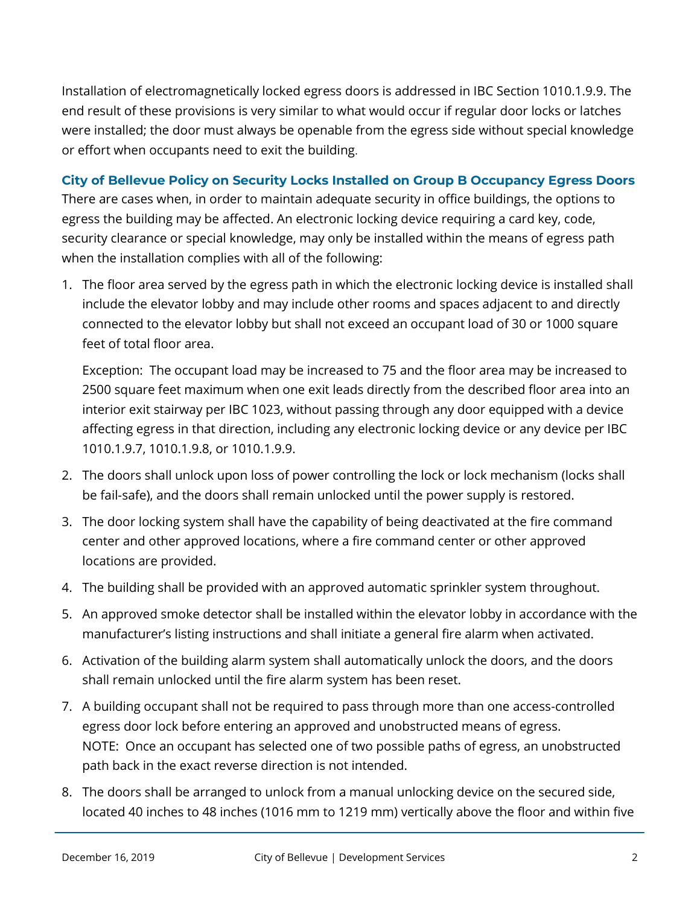Installation of electromagnetically locked egress doors is addressed in IBC Section 1010.1.9.9. The end result of these provisions is very similar to what would occur if regular door locks or latches were installed; the door must always be openable from the egress side without special knowledge or effort when occupants need to exit the building.

### City of Bellevue Policy on Security Locks Installed on Group B Occupancy Egress Doors

There are cases when, in order to maintain adequate security in office buildings, the options to egress the building may be affected. An electronic locking device requiring a card key, code, security clearance or special knowledge, may only be installed within the means of egress path when the installation complies with all of the following:

1. The floor area served by the egress path in which the electronic locking device is installed shall include the elevator lobby and may include other rooms and spaces adjacent to and directly connected to the elevator lobby but shall not exceed an occupant load of 30 or 1000 square feet of total floor area.

   Exception: The occupant load may be increased to 75 and the floor area may be increased to 2500 square feet maximum when one exit leads directly from the described floor area into an interior exit stairway per IBC 1023, without passing through any door equipped with a device affecting egress in that direction, including any electronic locking device or any device per IBC 1010.1.9.7, 1010.1.9.8, or 1010.1.9.9.

2. The doors shall unlock upon loss of power controlling the lock or lock mechanism (locks shall be fail-safe), and the doors shall remain unlocked until the power supply is restored.
3. The door locking system shall have the capability of being deactivated at the fire command center and other approved locations, where a fire command center or other approved locations are provided.
4. The building shall be provided with an approved automatic sprinkler system throughout.
5. An approved smoke detector shall be installed within the elevator lobby in accordance with the manufacturer's listing instructions and shall initiate a general fire alarm when activated.
6. Activation of the building alarm system shall automatically unlock the doors, and the doors shall remain unlocked until the fire alarm system has been reset.
7. A building occupant shall not be required to pass through more than one access-controlled egress door lock before entering an approved and unobstructed means of egress.
   NOTE: Once an occupant has selected one of two possible paths of egress, an unobstructed path back in the exact reverse direction is not intended.
8. The doors shall be arranged to unlock from a manual unlocking device on the secured side, located 40 inches to 48 inches (1016 mm to 1219 mm) vertically above the floor and within five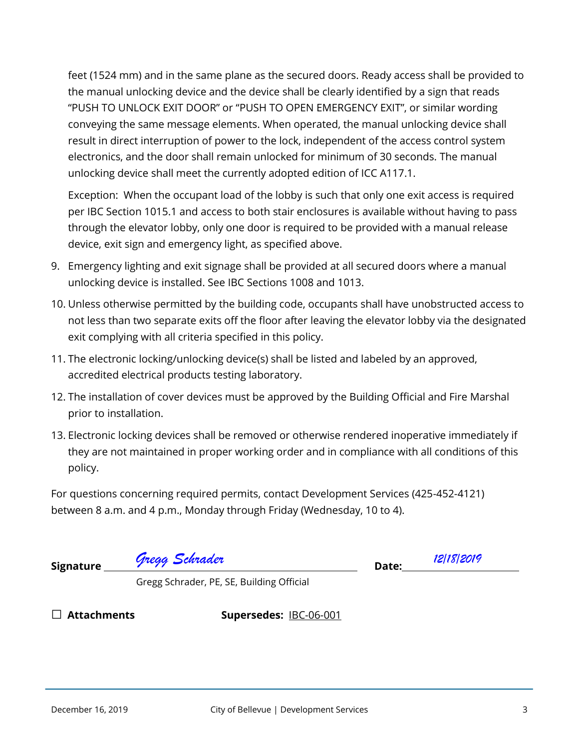feet (1524 mm) and in the same plane as the secured doors. Ready access shall be provided to the manual unlocking device and the device shall be clearly identified by a sign that reads "PUSH TO UNLOCK EXIT DOOR" or "PUSH TO OPEN EMERGENCY EXIT", or similar wording conveying the same message elements. When operated, the manual unlocking device shall result in direct interruption of power to the lock, independent of the access control system electronics, and the door shall remain unlocked for minimum of 30 seconds. The manual unlocking device shall meet the currently adopted edition of ICC A117.1.

   Exception: When the occupant load of the lobby is such that only one exit access is required per IBC Section 1015.1 and access to both stair enclosures is available without having to pass through the elevator lobby, only one door is required to be provided with a manual release device, exit sign and emergency light, as specified above.

9. Emergency lighting and exit signage shall be provided at all secured doors where a manual unlocking device is installed. See IBC Sections 1008 and 1013.
10. Unless otherwise permitted by the building code, occupants shall have unobstructed access to not less than two separate exits off the floor after leaving the elevator lobby via the designated exit complying with all criteria specified in this policy.
11. The electronic locking/unlocking device(s) shall be listed and labeled by an approved, accredited electrical products testing laboratory.
12. The installation of cover devices must be approved by the Building Official and Fire Marshal prior to installation.
13. Electronic locking devices shall be removed or otherwise rendered inoperative immediately if they are not maintained in proper working order and in compliance with all conditions of this policy.

For questions concerning required permits, contact Development Services (425-452-4121) between 8 a.m. and 4 p.m., Monday through Friday (Wednesday, 10 to 4).

**Signature** *Gregg Schrader* **Date:** 12/18/2019

Gregg Schrader, PE, SE, Building Official

☐ **Attachments** **Supersedes:** IBC-06-001

December 16, 2019 City of Bellevue | Development Services